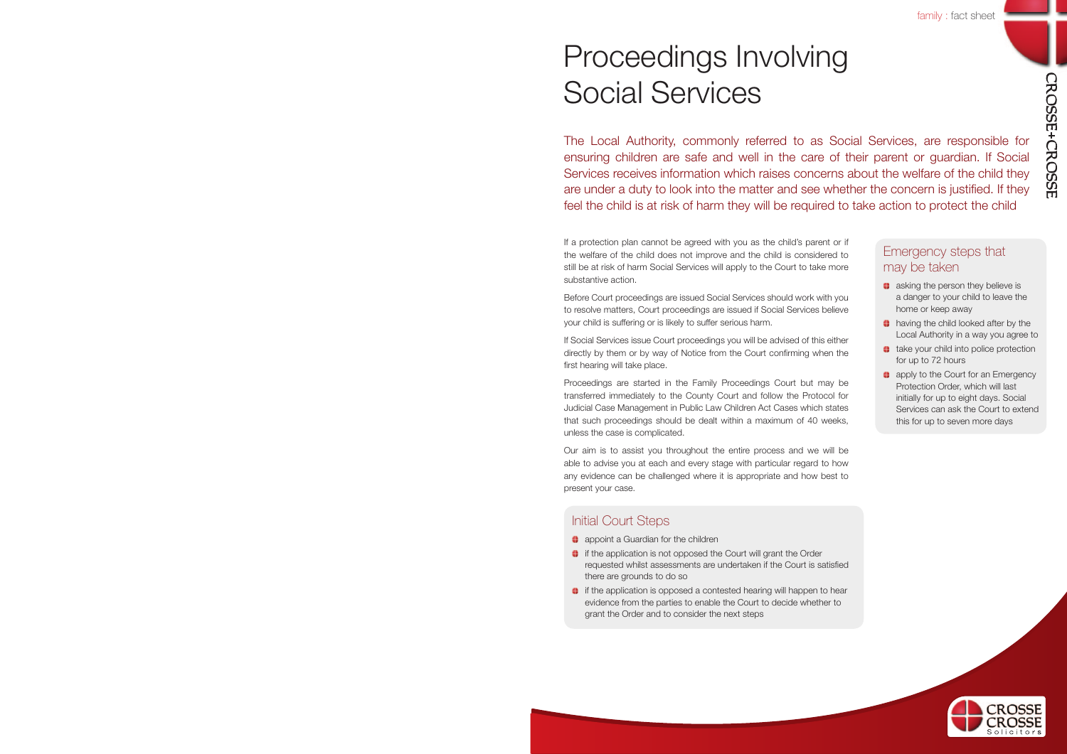# Proceedings Involving Social Services

The Local Authority, commonly referred to as Social Services, are responsible for ensuring children are safe and well in the care of their parent or guardian. If Social Services receives information which raises concerns about the welfare of the child they are under a duty to look into the matter and see whether the concern is justified. If they feel the child is at risk of harm they will be required to take action to protect the child

If a protection plan cannot be agreed with you as the child's parent or if the welfare of the child does not improve and the child is considered to still be at risk of harm Social Services will apply to the Court to take more substantive action.

Before Court proceedings are issued Social Services should work with you to resolve matters, Court proceedings are issued if Social Services believe your child is suffering or is likely to suffer serious harm.

If Social Services issue Court proceedings you will be advised of this either directly by them or by way of Notice from the Court confirming when the first hearing will take place.

Proceedings are started in the Family Proceedings Court but may be transferred immediately to the County Court and follow the Protocol for Judicial Case Management in Public Law Children Act Cases which states that such proceedings should be dealt within a maximum of 40 weeks, unless the case is complicated.

Our aim is to assist you throughout the entire process and we will be able to advise you at each and every stage with particular regard to how any evidence can be challenged where it is appropriate and how best to present your case.

## Initial Court Steps

- appoint a Guardian for the children
- if the application is not opposed the Court will grant the Order requested whilst assessments are undertaken if the Court is satisfied there are grounds to do so
- if the application is opposed a contested hearing will happen to hear evidence from the parties to enable the Court to decide whether to grant the Order and to consider the next steps

## Emergency steps that may be taken

- asking the person they believe is a danger to your child to leave the home or keep away
- having the child looked after by the Local Authority in a way you agree to
- take your child into police protection for up to 72 hours
- apply to the Court for an Emergency Protection Order, which will last initially for up to eight days. Social Services can ask the Court to extend this for up to seven more days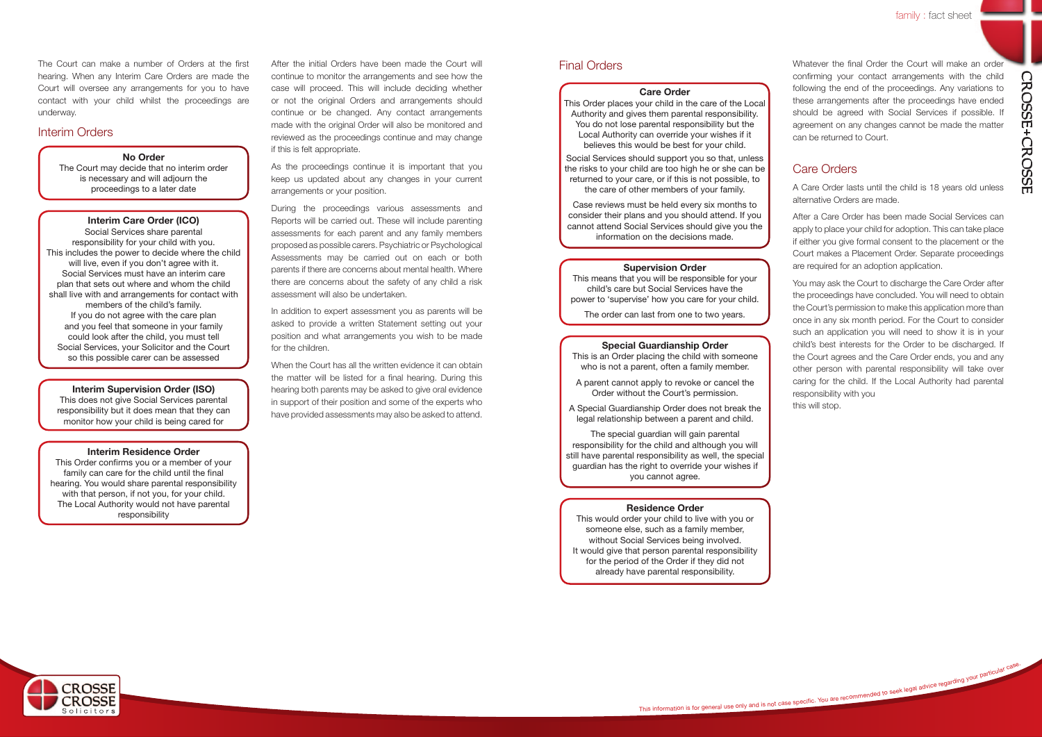The Court can make a number of Orders at the first hearing. When any Interim Care Orders are made the Court will oversee any arrangements for you to have contact with your child whilst the proceedings are underway.

## Interim Orders

**No Order**

The Court may decide that no interim order is necessary and will adjourn the proceedings to a later date

**Interim Care Order (ICO)**

Social Services share parental responsibility for your child with you. This includes the power to decide where the child will live, even if you don't agree with it. Social Services must have an interim care plan that sets out where and whom the child shall live with and arrangements for contact with members of the child's family. If you do not agree with the care plan and you feel that someone in your family could look after the child, you must tell Social Services, your Solicitor and the Court so this possible carer can be assessed

**Interim Supervision Order (ISO)**

This does not give Social Services parental responsibility but it does mean that they can monitor how your child is being cared for

**Interim Residence Order**

This Order confirms you or a member of your family can care for the child until the final hearing. You would share parental responsibility with that person, if not you, for your child. The Local Authority would not have parental responsibility

After the initial Orders have been made the Court will continue to monitor the arrangements and see how the case will proceed. This will include deciding whether or not the original Orders and arrangements should continue or be changed. Any contact arrangements made with the original Order will also be monitored and reviewed as the proceedings continue and may change if this is felt appropriate.

As the proceedings continue it is important that you keep us updated about any changes in your current arrangements or your position.

During the proceedings various assessments and Reports will be carried out. These will include parenting assessments for each parent and any family members proposed as possible carers. Psychiatric or Psychological Assessments may be carried out on each or both parents if there are concerns about mental health. Where there are concerns about the safety of any child a risk assessment will also be undertaken.

In addition to expert assessment you as parents will be asked to provide a written Statement setting out your position and what arrangements you wish to be made for the children.

When the Court has all the written evidence it can obtain the matter will be listed for a final hearing. During this hearing both parents may be asked to give oral evidence in support of their position and some of the experts who have provided assessments may also be asked to attend.

## Final Orders

**Care Order**

This Order places your child in the care of the Local Authority and gives them parental responsibility. You do not lose parental responsibility but the Local Authority can override your wishes if it believes this would be best for your child.

Social Services should support you so that, unless the risks to your child are too high he or she can be returned to your care, or if this is not possible, to the care of other members of your family.

Case reviews must be held every six months to consider their plans and you should attend. If you cannot attend Social Services should give you the information on the decisions made.

**Supervision Order**

This means that you will be responsible for your child's care but Social Services have the power to 'supervise' how you care for your child.

The order can last from one to two years.

**Special Guardianship Order**

This is an Order placing the child with someone who is not a parent, often a family member.

A parent cannot apply to revoke or cancel the Order without the Court's permission.

A Special Guardianship Order does not break the legal relationship between a parent and child.

The special guardian will gain parental responsibility for the child and although you will still have parental responsibility as well, the special guardian has the right to override your wishes if you cannot agree.

**Residence Order**

This would order your child to live with you or someone else, such as a family member, without Social Services being involved. It would give that person parental responsibility for the period of the Order if they did not already have parental responsibility.

Whatever the final Order the Court will make an order confirming your contact arrangements with the child following the end of the proceedings. Any variations to these arrangements after the proceedings have ended should be agreed with Social Services if possible. If agreement on any changes cannot be made the matter can be returned to Court.

## Care Orders

A Care Order lasts until the child is 18 years old unless alternative Orders are made.

After a Care Order has been made Social Services can apply to place your child for adoption. This can take place if either you give formal consent to the placement or the Court makes a Placement Order. Separate proceedings are required for an adoption application.

You may ask the Court to discharge the Care Order after the proceedings have concluded. You will need to obtain the Court's permission to make this application more than once in any six month period. For the Court to consider such an application you will need to show it is in your child's best interests for the Order to be discharged. If the Court agrees and the Care Order ends, you and any other person with parental responsibility will take over caring for the child. If the Local Authority had parental responsibility with you this will stop.

This information is for general use only and is not case specific. You are recommended to seek legal advice regarding your particular case.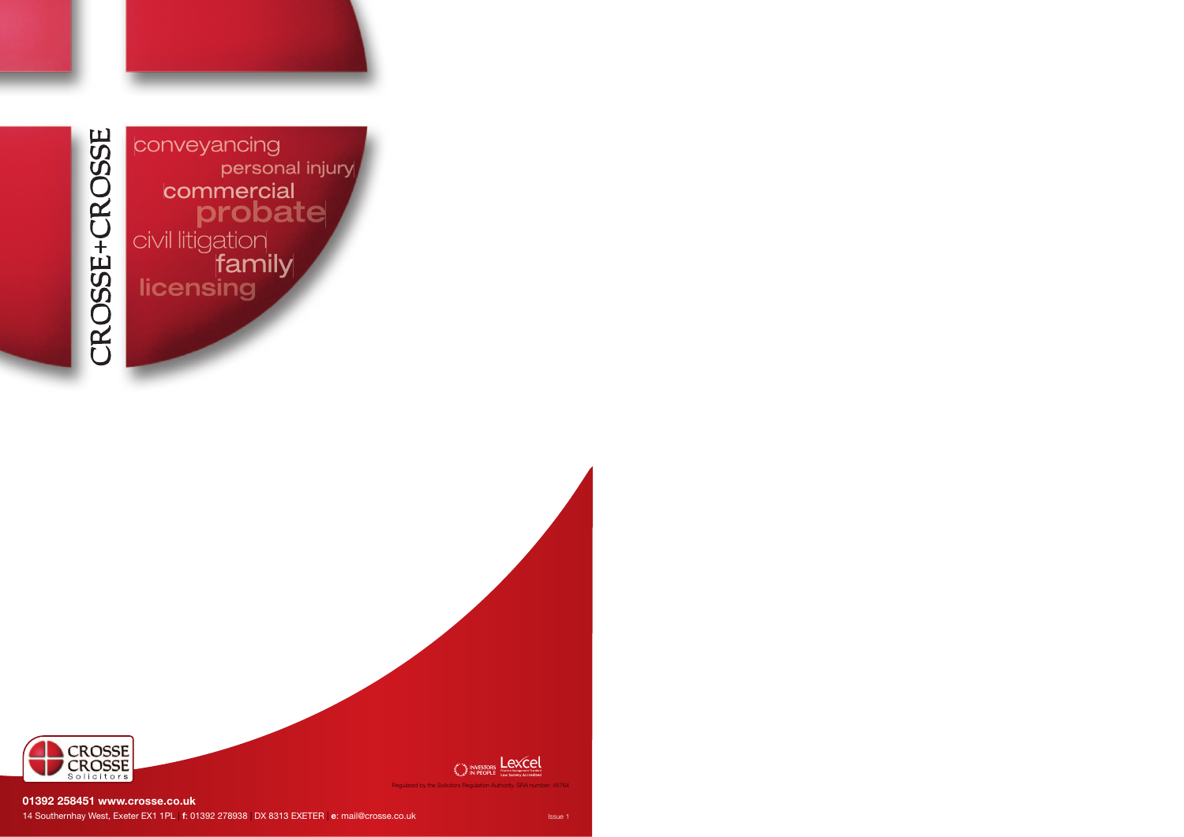CROSSE+CROSSE

conveyancing

personal injury

commercial

probate

civil litigation

family

licensing

CROSSE CROSSE Solicitors

INVESTORS IN PEOPLE Lexcel Practice Management Standard Law Society Accredited

Regulated by the Solicitors Regulation Authority. SRA number: 45764

**01392 258451 www.crosse.co.uk**

14 Southernhay West, Exeter EX1 1PL | **f:** 01392 278938 | DX 8313 EXETER | **e:** mail@crosse.co.uk

Issue 1